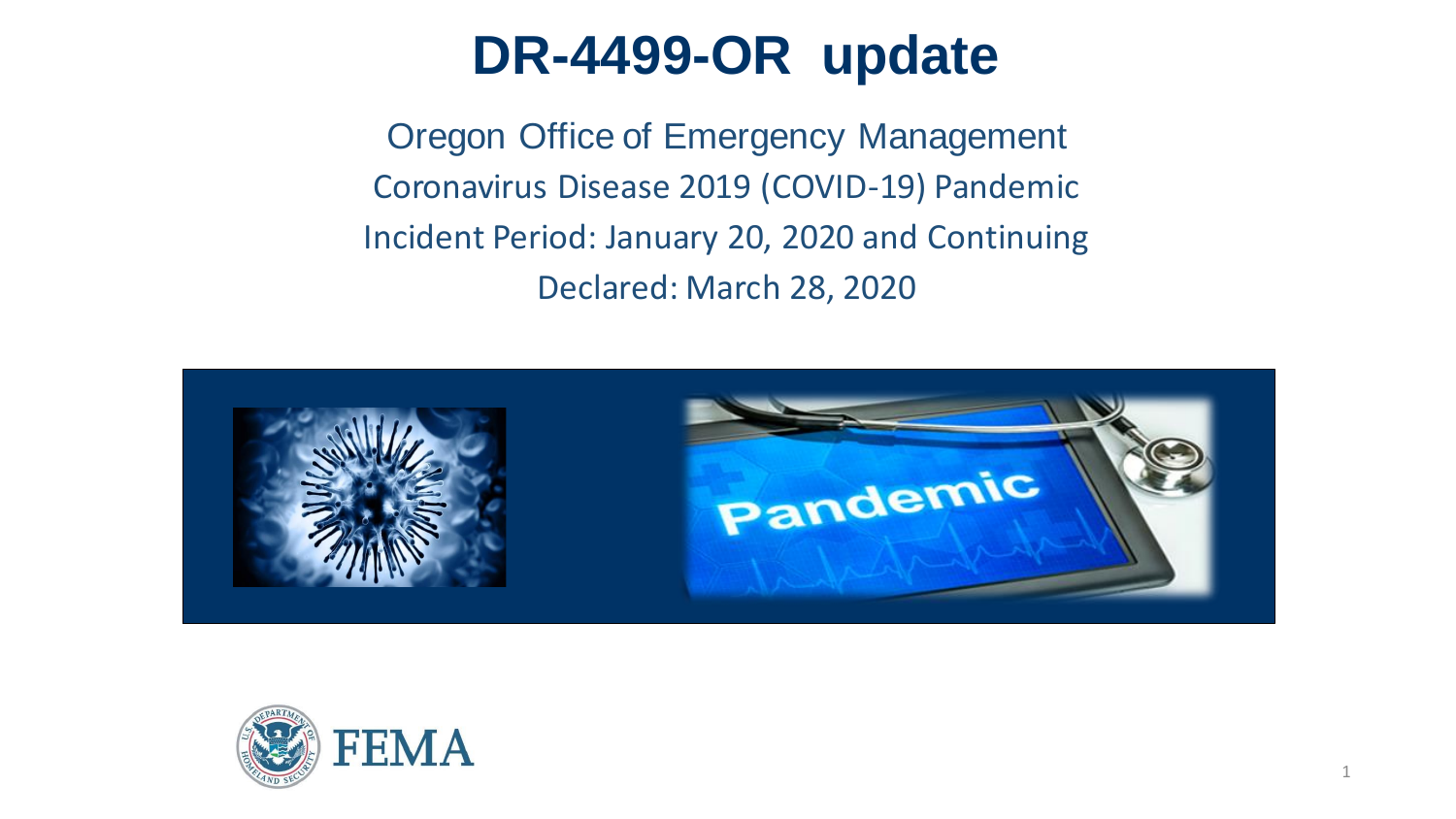# DR-4499-OR update

Oregon Office of Emergency Management

Coronavirus Disease 2019 (COVID-19) Pandemic

Incident Period: January 20, 2020 and Continuing

Declared: March 28, 2020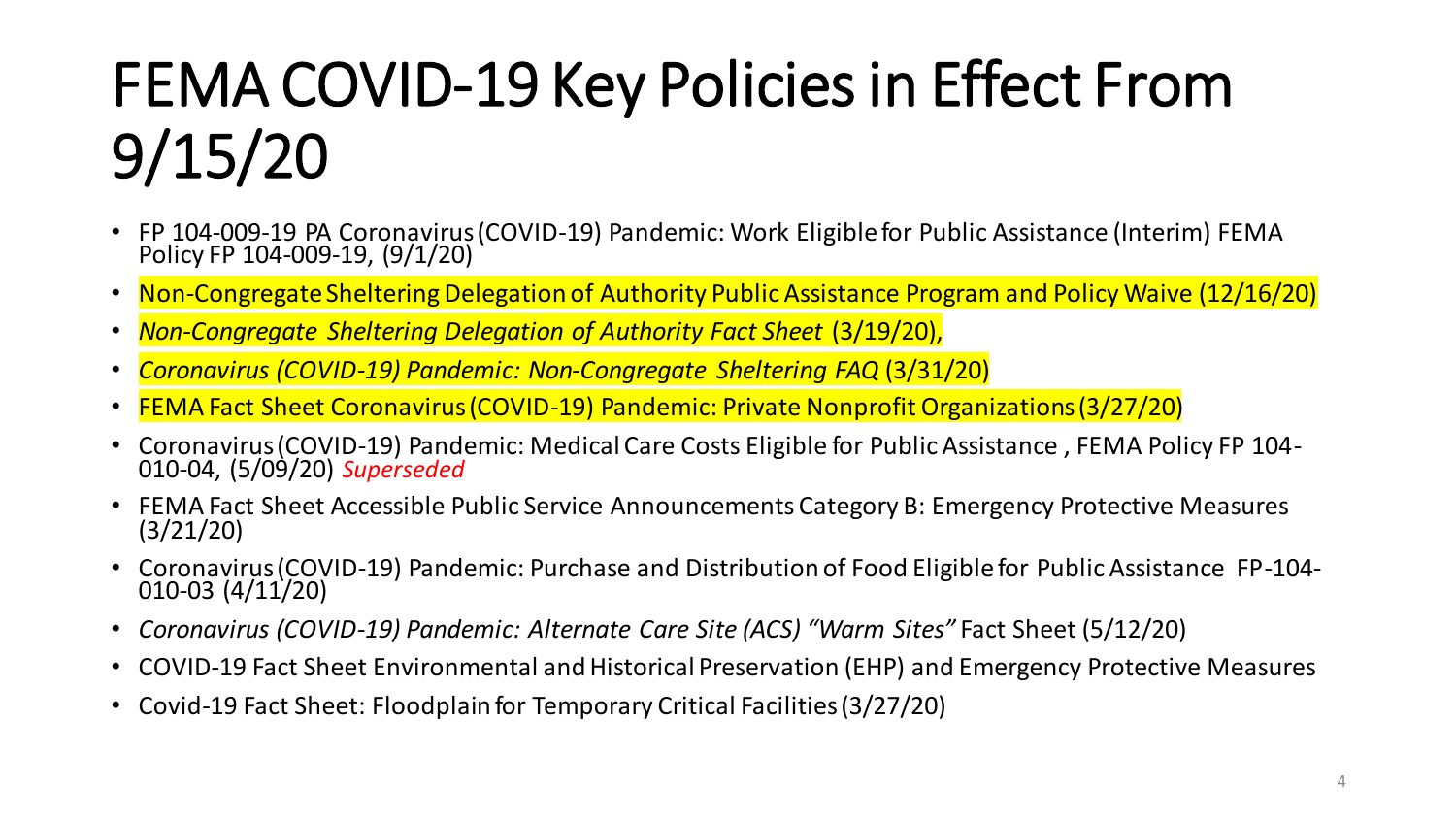# FEMA COVID-19 Key Policies in Effect From 9/15/20

- FP 104-009-19 PA Coronavirus (COVID-19) Pandemic: Work Eligible for Public Assistance (Interim) FEMA Policy FP 104-009-19, (9/1/20)
- Non-Congregate Sheltering Delegation of Authority Public Assistance Program and Policy Waive (12/16/20)
- *Non-Congregate Sheltering Delegation of Authority Fact Sheet* (3/19/20),
- *Coronavirus (COVID-19) Pandemic: Non-Congregate Sheltering FAQ* (3/31/20)
- FEMA Fact Sheet Coronavirus (COVID-19) Pandemic: Private Nonprofit Organizations (3/27/20)
- Coronavirus (COVID-19) Pandemic: Medical Care Costs Eligible for Public Assistance , FEMA Policy FP 104-010-04, (5/09/20) *Superseded*
- FEMA Fact Sheet Accessible Public Service Announcements Category B: Emergency Protective Measures (3/21/20)
- Coronavirus (COVID-19) Pandemic: Purchase and Distribution of Food Eligible for Public Assistance FP-104-010-03 (4/11/20)
- *Coronavirus (COVID-19) Pandemic: Alternate Care Site (ACS) "Warm Sites"* Fact Sheet (5/12/20)
- COVID-19 Fact Sheet Environmental and Historical Preservation (EHP) and Emergency Protective Measures
- Covid-19 Fact Sheet: Floodplain for Temporary Critical Facilities (3/27/20)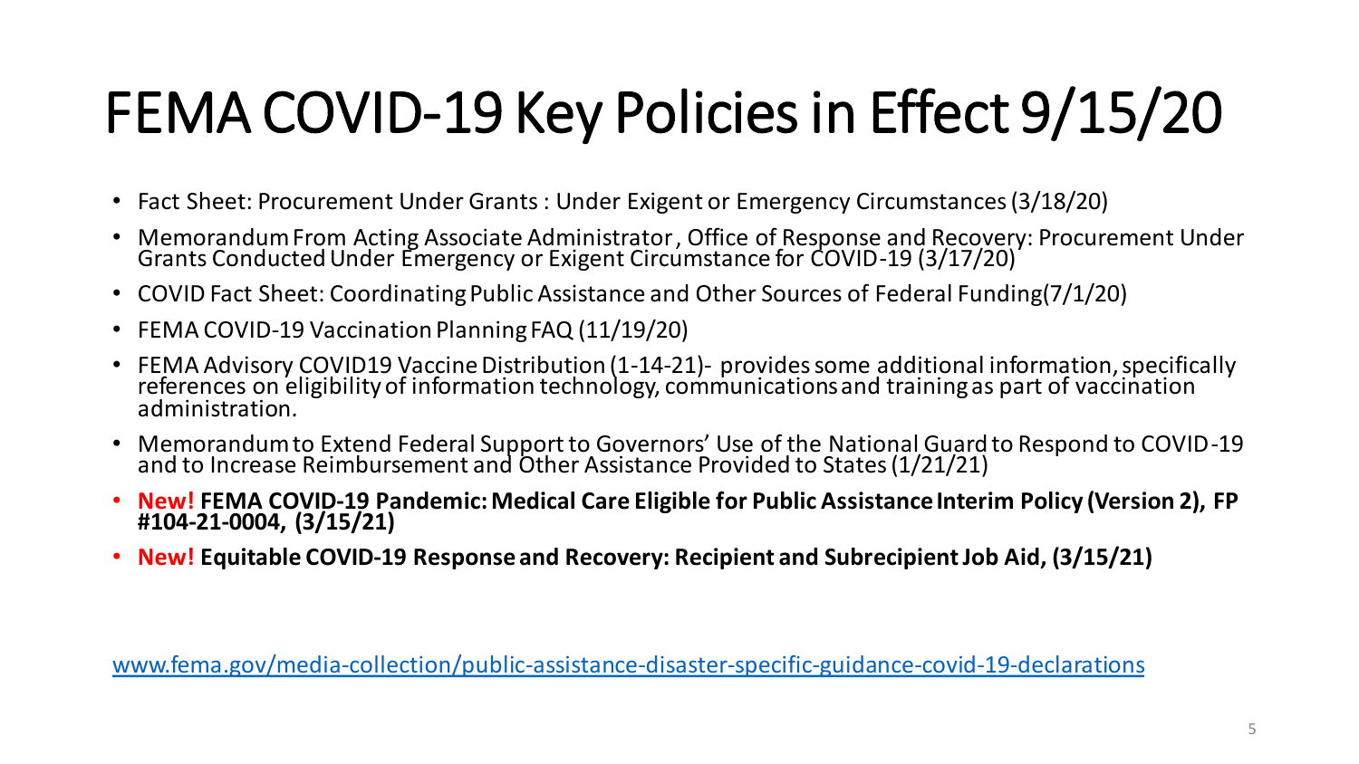# FEMA COVID-19 Key Policies in Effect 9/15/20

- Fact Sheet: Procurement Under Grants : Under Exigent or Emergency Circumstances (3/18/20)
- Memorandum From Acting Associate Administrator, Office of Response and Recovery: Procurement Under Grants Conducted Under Emergency or Exigent Circumstance for COVID-19 (3/17/20)
- COVID Fact Sheet: Coordinating Public Assistance and Other Sources of Federal Funding(7/1/20)
- FEMA COVID-19 Vaccination Planning FAQ (11/19/20)
- FEMA Advisory COVID19 Vaccine Distribution (1-14-21)- provides some additional information, specifically references on eligibility of information technology, communications and training as part of vaccination administration.
- Memorandum to Extend Federal Support to Governors' Use of the National Guard to Respond to COVID-19 and to Increase Reimbursement and Other Assistance Provided to States (1/21/21)
- **New! FEMA COVID-19 Pandemic: Medical Care Eligible for Public Assistance Interim Policy (Version 2), FP #104-21-0004, (3/15/21)**
- **New! Equitable COVID-19 Response and Recovery: Recipient and Subrecipient Job Aid, (3/15/21)**

www.fema.gov/media-collection/public-assistance-disaster-specific-guidance-covid-19-declarations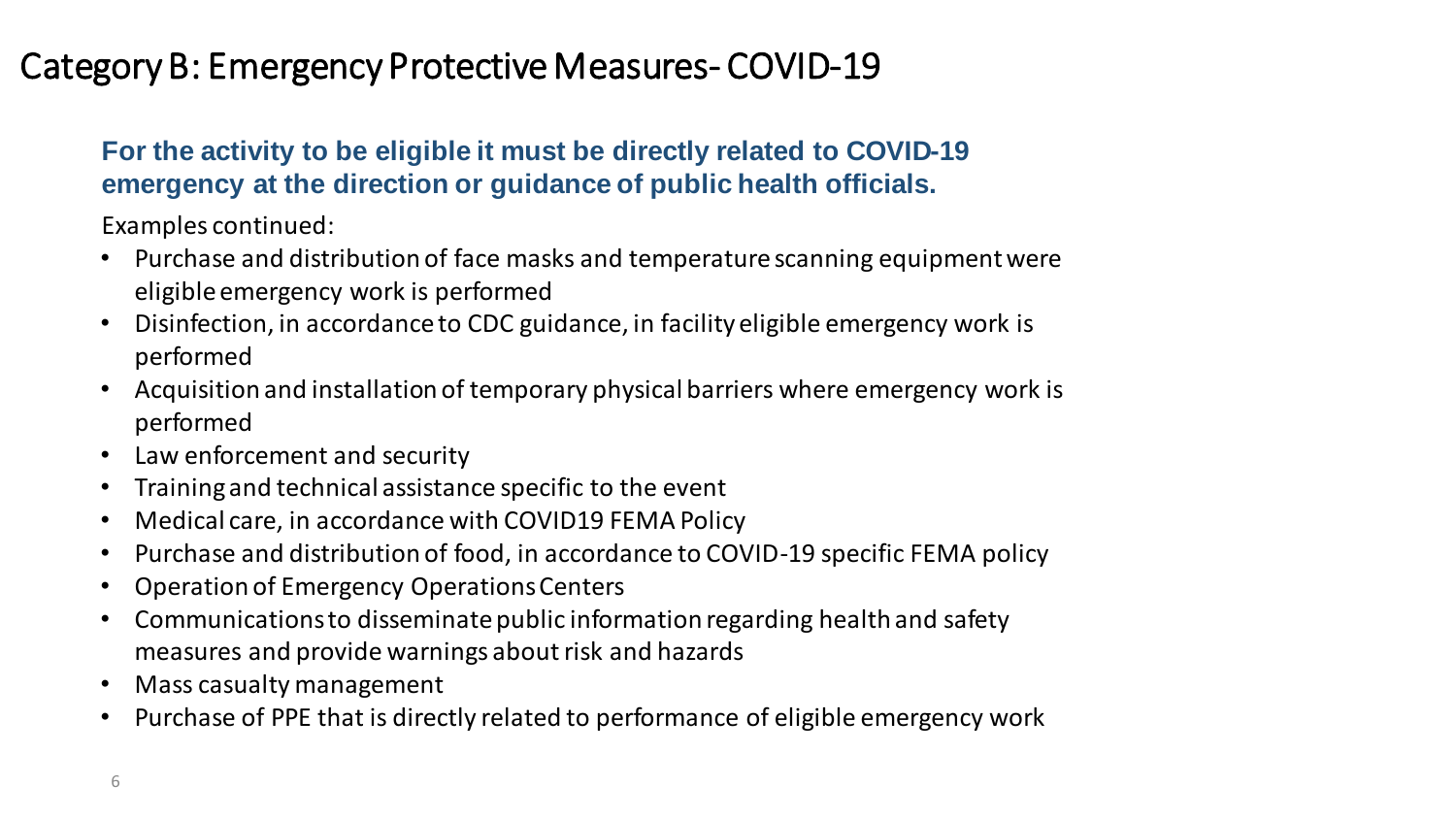# Category B: Emergency Protective Measures- COVID-19

**For the activity to be eligible it must be directly related to COVID-19 emergency at the direction or guidance of public health officials.**

Examples continued:

- Purchase and distribution of face masks and temperature scanning equipment were eligible emergency work is performed
- Disinfection, in accordance to CDC guidance, in facility eligible emergency work is performed
- Acquisition and installation of temporary physical barriers where emergency work is performed
- Law enforcement and security
- Training and technical assistance specific to the event
- Medical care, in accordance with COVID19 FEMA Policy
- Purchase and distribution of food, in accordance to COVID-19 specific FEMA policy
- Operation of Emergency Operations Centers
- Communications to disseminate public information regarding health and safety measures and provide warnings about risk and hazards
- Mass casualty management
- Purchase of PPE that is directly related to performance of eligible emergency work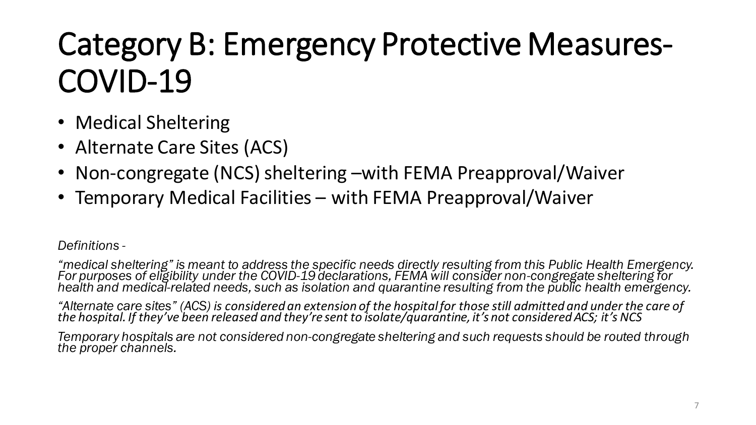# Category B: Emergency Protective Measures-COVID-19

- Medical Sheltering
- Alternate Care Sites (ACS)
- Non-congregate (NCS) sheltering –with FEMA Preapproval/Waiver
- Temporary Medical Facilities – with FEMA Preapproval/Waiver

*Definitions -*

*"medical sheltering" is meant to address the specific needs directly resulting from this Public Health Emergency. For purposes of eligibility under the COVID-19 declarations, FEMA will consider non-congregate sheltering for health and medical-related needs, such as isolation and quarantine resulting from the public health emergency.*

*"Alternate care sites" (ACS) is considered an extension of the hospital for those still admitted and under the care of the hospital. If they've been released and they're sent to isolate/quarantine, it's not considered ACS; it's NCS*

*Temporary hospitals are not considered non-congregate sheltering and such requests should be routed through the proper channels.*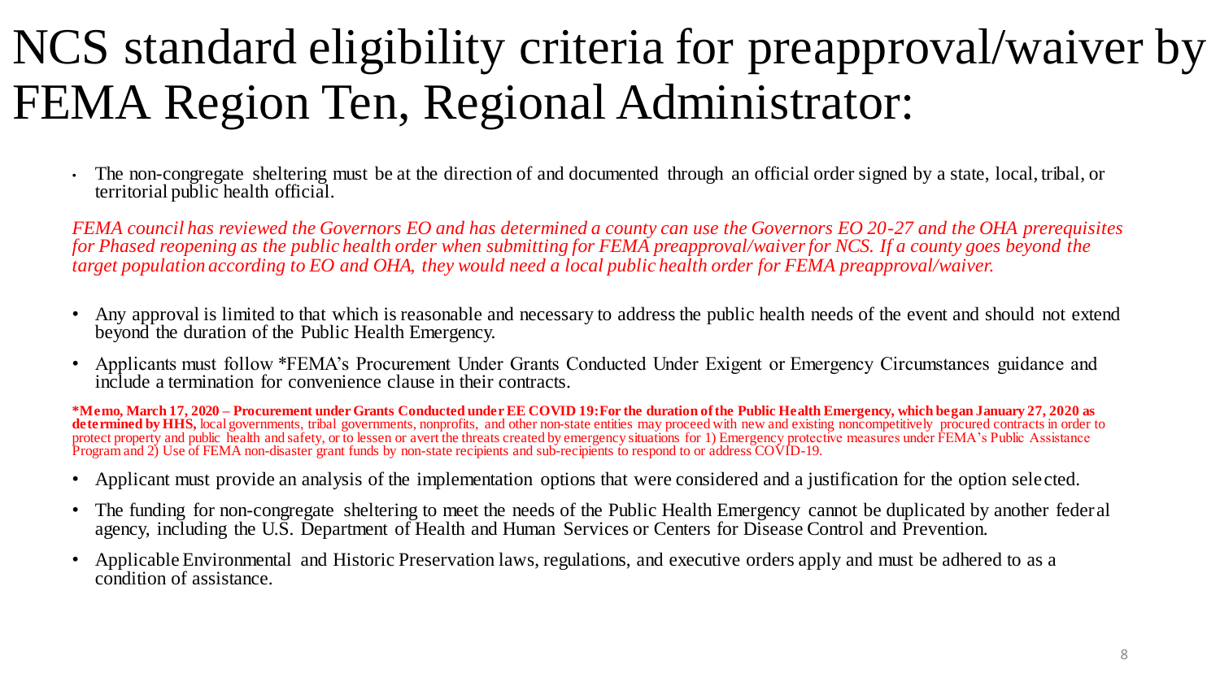# NCS standard eligibility criteria for preapproval/waiver by FEMA Region Ten, Regional Administrator:

- The non-congregate sheltering must be at the direction of and documented through an official order signed by a state, local, tribal, or territorial public health official.

*FEMA council has reviewed the Governors EO and has determined a county can use the Governors EO 20-27 and the OHA prerequisites for Phased reopening as the public health order when submitting for FEMA preapproval/waiver for NCS. If a county goes beyond the target population according to EO and OHA, they would need a local public health order for FEMA preapproval/waiver.*

- Any approval is limited to that which is reasonable and necessary to address the public health needs of the event and should not extend beyond the duration of the Public Health Emergency.
- Applicants must follow *FEMA's Procurement Under Grants Conducted Under Exigent or Emergency Circumstances guidance and include a termination for convenience clause in their contracts.

**\*Memo, March 17, 2020 – Procurement under Grants Conducted under EE COVID 19: For the duration of the Public Health Emergency, which began January 27, 2020 as determined by HHS,** local governments, tribal governments, nonprofits, and other non-state entities may proceed with new and existing noncompetitively procured contracts in order to protect property and public health and safety, or to lessen or avert the threats created by emergency situations for 1) Emergency protective measures under FEMA's Public Assistance Program and 2) Use of FEMA non-disaster grant funds by non-state recipients and sub-recipients to respond to or address COVID-19.

- Applicant must provide an analysis of the implementation options that were considered and a justification for the option selected.
- The funding for non-congregate sheltering to meet the needs of the Public Health Emergency cannot be duplicated by another federal agency, including the U.S. Department of Health and Human Services or Centers for Disease Control and Prevention.
- Applicable Environmental and Historic Preservation laws, regulations, and executive orders apply and must be adhered to as a condition of assistance.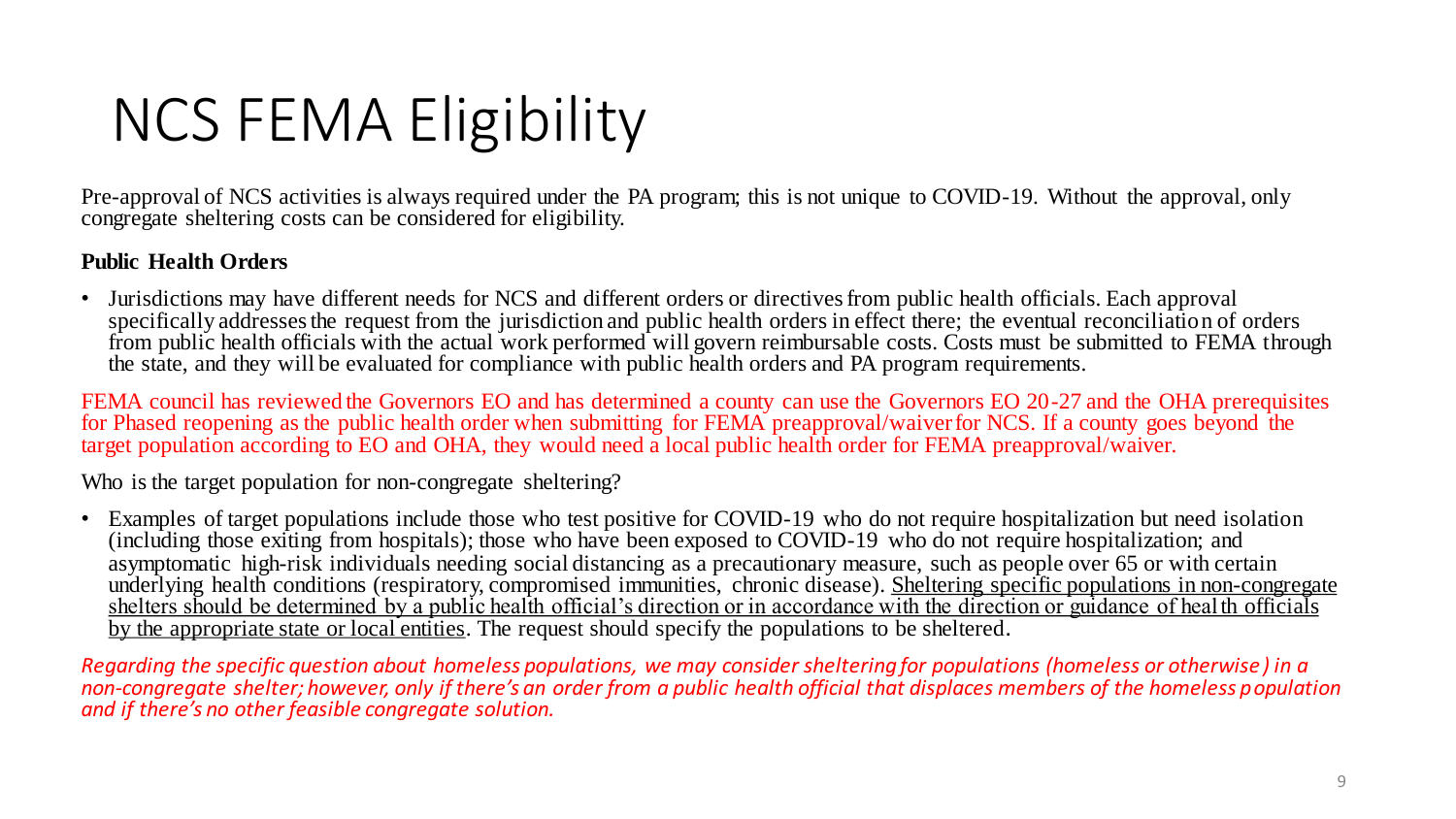# NCS FEMA Eligibility

Pre-approval of NCS activities is always required under the PA program; this is not unique to COVID-19. Without the approval, only congregate sheltering costs can be considered for eligibility.

**Public Health Orders**

- Jurisdictions may have different needs for NCS and different orders or directives from public health officials. Each approval specifically addresses the request from the jurisdiction and public health orders in effect there; the eventual reconciliation of orders from public health officials with the actual work performed will govern reimbursable costs. Costs must be submitted to FEMA through the state, and they will be evaluated for compliance with public health orders and PA program requirements.

FEMA council has reviewed the Governors EO and has determined a county can use the Governors EO 20-27 and the OHA prerequisites for Phased reopening as the public health order when submitting for FEMA preapproval/waiver for NCS. If a county goes beyond the target population according to EO and OHA, they would need a local public health order for FEMA preapproval/waiver.

Who is the target population for non-congregate sheltering?

- Examples of target populations include those who test positive for COVID-19 who do not require hospitalization but need isolation (including those exiting from hospitals); those who have been exposed to COVID-19 who do not require hospitalization; and asymptomatic high-risk individuals needing social distancing as a precautionary measure, such as people over 65 or with certain underlying health conditions (respiratory, compromised immunities, chronic disease). <u>Sheltering specific populations in non-congregate shelters should be determined by a public health official's direction or in accordance with the direction or guidance of health officials by the appropriate state or local entities</u>. The request should specify the populations to be sheltered.

*Regarding the specific question about homeless populations, we may consider sheltering for populations (homeless or otherwise) in a non-congregate shelter; however, only if there's an order from a public health official that displaces members of the homeless population and if there's no other feasible congregate solution.*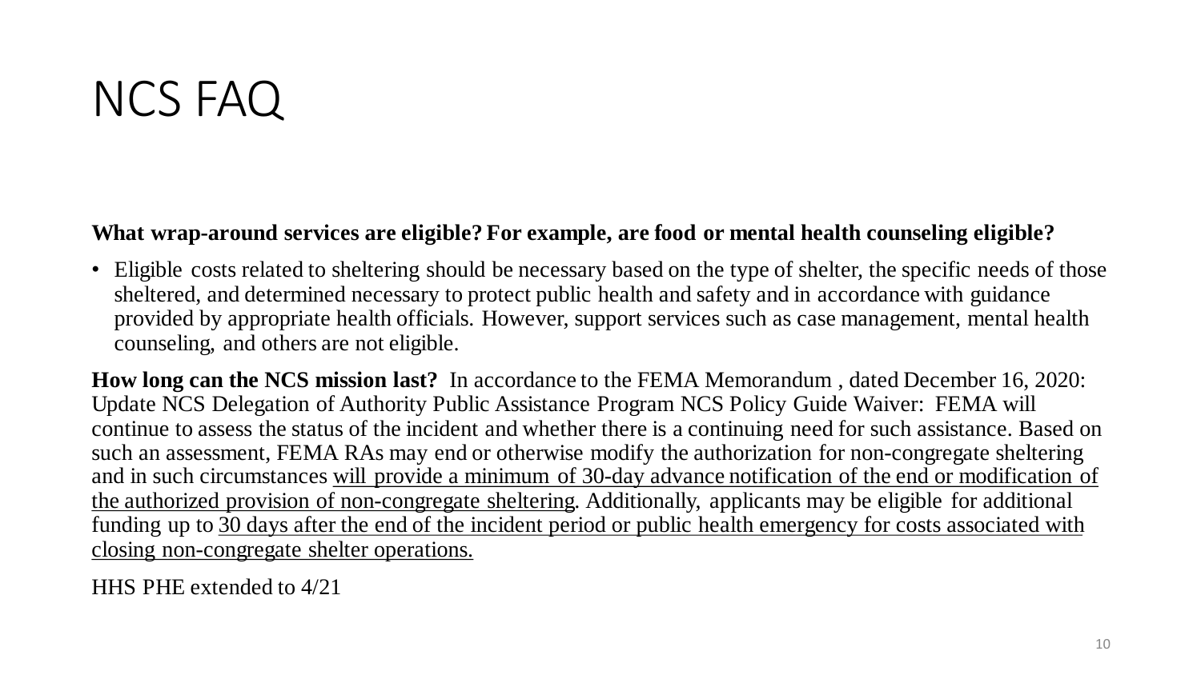# NCS FAQ

**What wrap-around services are eligible? For example, are food or mental health counseling eligible?**

- Eligible costs related to sheltering should be necessary based on the type of shelter, the specific needs of those sheltered, and determined necessary to protect public health and safety and in accordance with guidance provided by appropriate health officials. However, support services such as case management, mental health counseling, and others are not eligible.

**How long can the NCS mission last?** In accordance to the FEMA Memorandum , dated December 16, 2020: Update NCS Delegation of Authority Public Assistance Program NCS Policy Guide Waiver: FEMA will continue to assess the status of the incident and whether there is a continuing need for such assistance. Based on such an assessment, FEMA RAs may end or otherwise modify the authorization for non-congregate sheltering and in such circumstances <u>will provide a minimum of 30-day advance notification of the end or modification of the authorized provision of non-congregate sheltering</u>. Additionally, applicants may be eligible for additional funding up to <u>30 days after the end of the incident period or public health emergency for costs associated with closing non-congregate shelter operations.</u>

HHS PHE extended to 4/21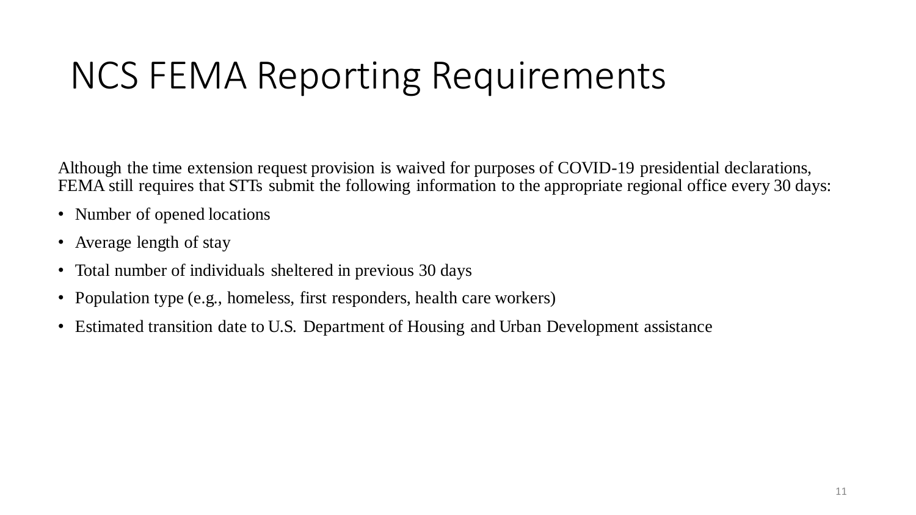# NCS FEMA Reporting Requirements

Although the time extension request provision is waived for purposes of COVID-19 presidential declarations, FEMA still requires that STTs submit the following information to the appropriate regional office every 30 days:

- Number of opened locations
- Average length of stay
- Total number of individuals sheltered in previous 30 days
- Population type (e.g., homeless, first responders, health care workers)
- Estimated transition date to U.S. Department of Housing and Urban Development assistance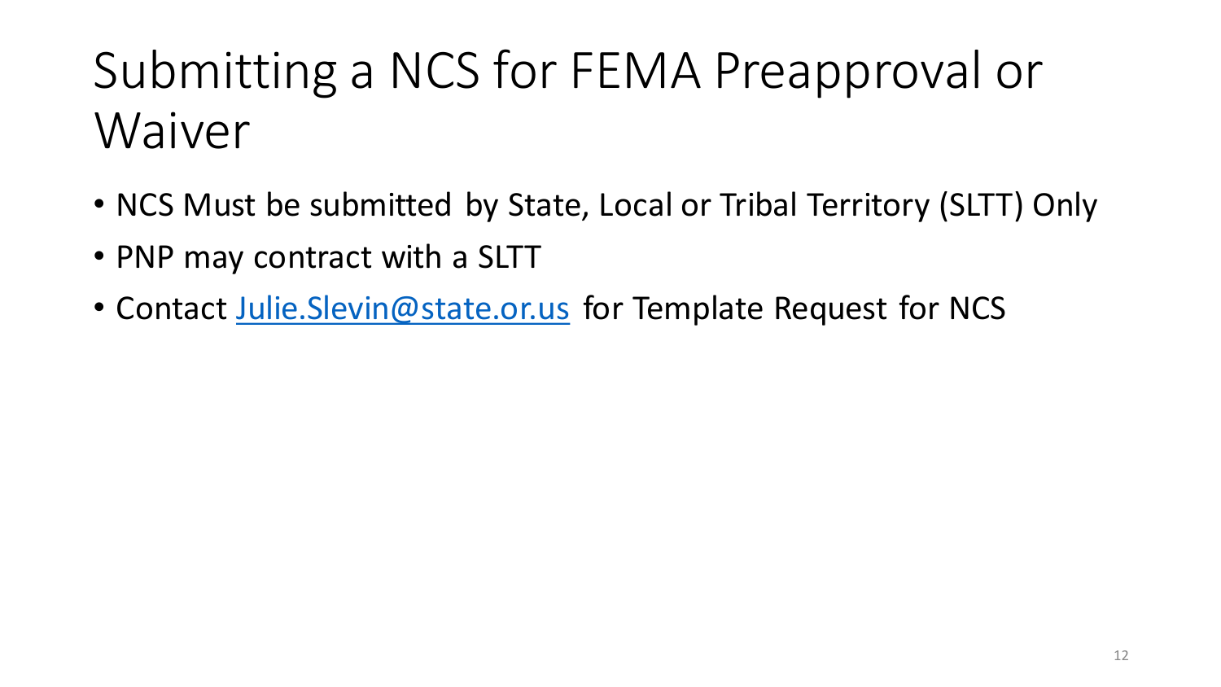# Submitting a NCS for FEMA Preapproval or Waiver

- NCS Must be submitted by State, Local or Tribal Territory (SLTT) Only
- PNP may contract with a SLTT
- Contact [Julie.Slevin@state.or.us](mailto:Julie.Slevin@state.or.us) for Template Request for NCS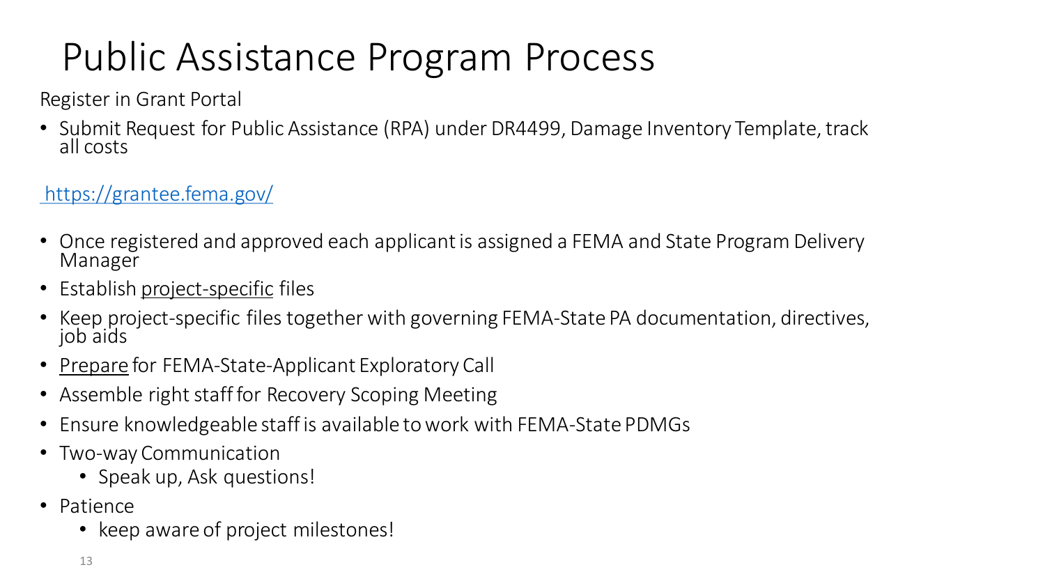# Public Assistance Program Process

Register in Grant Portal

- Submit Request for Public Assistance (RPA) under DR4499, Damage Inventory Template, track all costs

https://grantee.fema.gov/

- Once registered and approved each applicant is assigned a FEMA and State Program Delivery Manager
- Establish project-specific files
- Keep project-specific files together with governing FEMA-State PA documentation, directives, job aids
- Prepare for FEMA-State-Applicant Exploratory Call
- Assemble right staff for Recovery Scoping Meeting
- Ensure knowledgeable staff is available to work with FEMA-State PDMGs
- Two-way Communication
  - Speak up, Ask questions!
- Patience
  - keep aware of project milestones!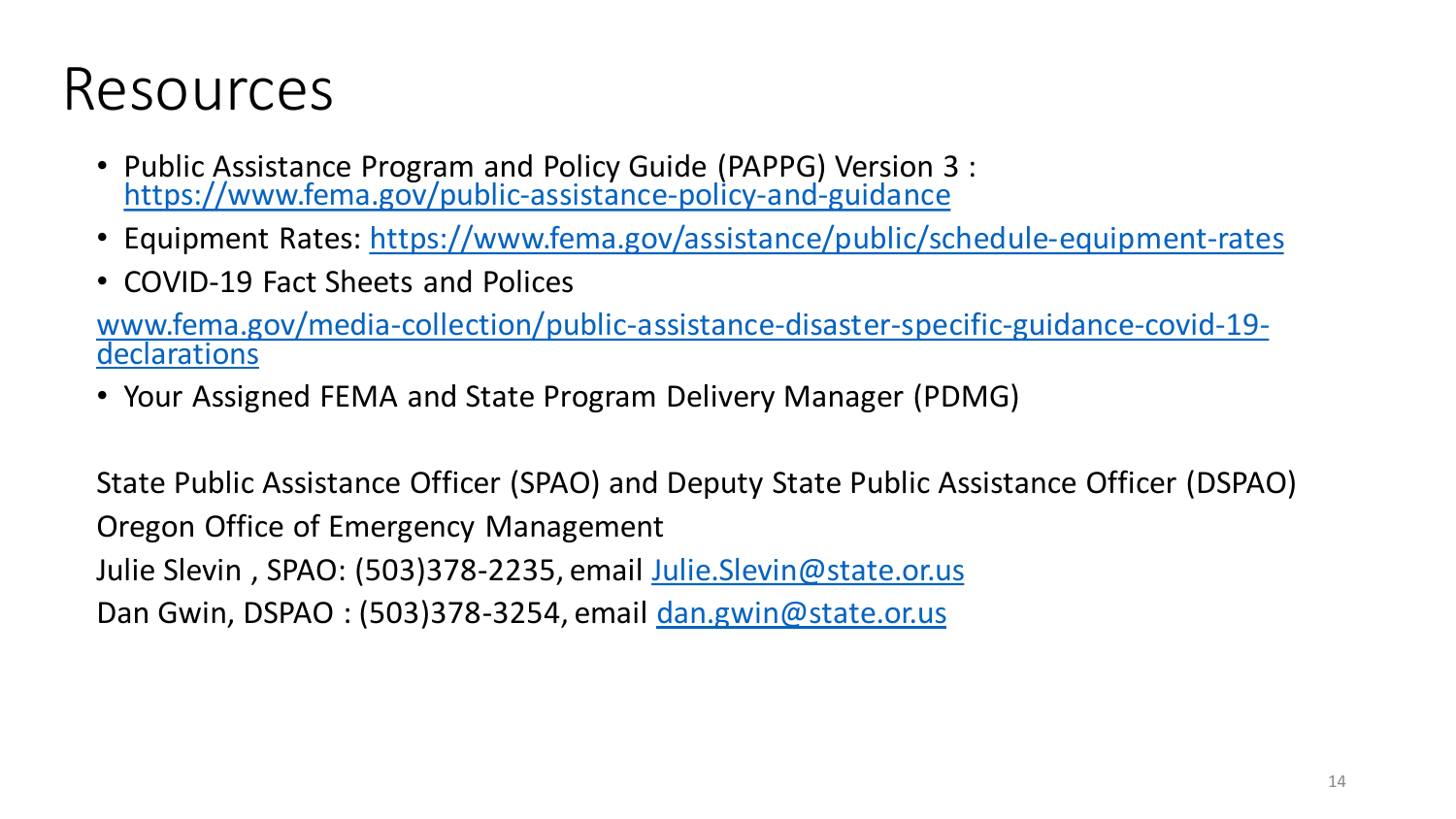# Resources

- Public Assistance Program and Policy Guide (PAPPG) Version 3 : https://www.fema.gov/public-assistance-policy-and-guidance
- Equipment Rates: https://www.fema.gov/assistance/public/schedule-equipment-rates
- COVID-19 Fact Sheets and Polices

www.fema.gov/media-collection/public-assistance-disaster-specific-guidance-covid-19-declarations

- Your Assigned FEMA and State Program Delivery Manager (PDMG)

State Public Assistance Officer (SPAO) and Deputy State Public Assistance Officer (DSPAO)

Oregon Office of Emergency Management

Julie Slevin , SPAO: (503)378-2235, email Julie.Slevin@state.or.us

Dan Gwin, DSPAO : (503)378-3254, email dan.gwin@state.or.us